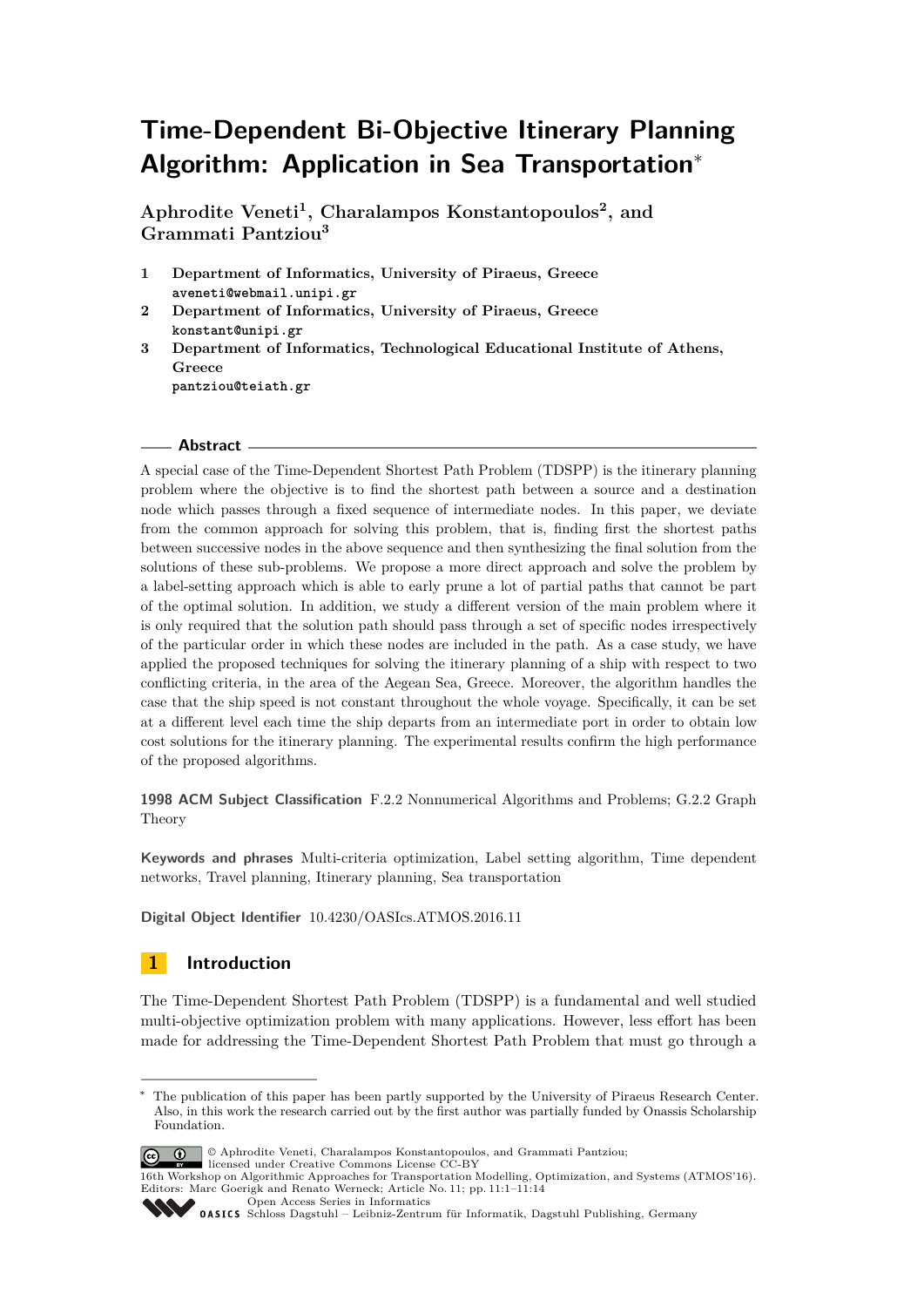# Time-Dependent Bi-Objective Itinerary Planning Algorithm: Application in Sea Transportation*

**Aphrodite Veneti[1], Charalampos Konstantopoulos[2], and Grammati Pantziou[3]**

1. **Department of Informatics, University of Piraeus, Greece**
   aveneti@webmail.unipi.gr
2. **Department of Informatics, University of Piraeus, Greece**
   konstant@unipi.gr
3. **Department of Informatics, Technological Educational Institute of Athens, Greece**
   pantziou@teiath.gr

## Abstract

A special case of the Time-Dependent Shortest Path Problem (TDSPP) is the itinerary planning problem where the objective is to find the shortest path between a source and a destination node which passes through a fixed sequence of intermediate nodes. In this paper, we deviate from the common approach for solving this problem, that is, finding first the shortest paths between successive nodes in the above sequence and then synthesizing the final solution from the solutions of these sub-problems. We propose a more direct approach and solve the problem by a label-setting approach which is able to early prune a lot of partial paths that cannot be part of the optimal solution. In addition, we study a different version of the main problem where it is only required that the solution path should pass through a set of specific nodes irrespectively of the particular order in which these nodes are included in the path. As a case study, we have applied the proposed techniques for solving the itinerary planning of a ship with respect to two conflicting criteria, in the area of the Aegean Sea, Greece. Moreover, the algorithm handles the case that the ship speed is not constant throughout the whole voyage. Specifically, it can be set at a different level each time the ship departs from an intermediate port in order to obtain low cost solutions for the itinerary planning. The experimental results confirm the high performance of the proposed algorithms.

**1998 ACM Subject Classification** F.2.2 Nonnumerical Algorithms and Problems; G.2.2 Graph Theory

**Keywords and phrases** Multi-criteria optimization, Label setting algorithm, Time dependent networks, Travel planning, Itinerary planning, Sea transportation

**Digital Object Identifier** 10.4230/OASIcs.ATMOS.2016.11

## 1 Introduction

The Time-Dependent Shortest Path Problem (TDSPP) is a fundamental and well studied multi-objective optimization problem with many applications. However, less effort has been made for addressing the Time-Dependent Shortest Path Problem that must go through a

---

* The publication of this paper has been partly supported by the University of Piraeus Research Center. Also, in this work the research carried out by the first author was partially funded by Onassis Scholarship Foundation.

© Aphrodite Veneti, Charalampos Konstantopoulos, and Grammati Pantziou; licensed under Creative Commons License CC-BY

16th Workshop on Algorithmic Approaches for Transportation Modelling, Optimization, and Systems (ATMOS'16).
Editors: Marc Goerigk and Renato Werneck; Article No. 11; pp. 11:1–11:14

Open Access Series in Informatics
Schloss Dagstuhl – Leibniz-Zentrum für Informatik, Dagstuhl Publishing, Germany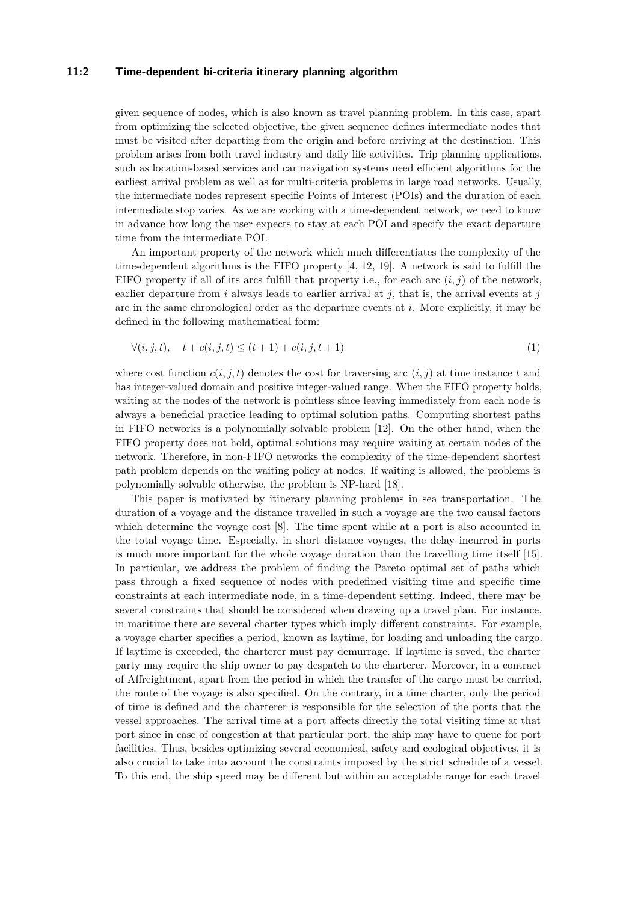given sequence of nodes, which is also known as travel planning problem. In this case, apart from optimizing the selected objective, the given sequence defines intermediate nodes that must be visited after departing from the origin and before arriving at the destination. This problem arises from both travel industry and daily life activities. Trip planning applications, such as location-based services and car navigation systems need efficient algorithms for the earliest arrival problem as well as for multi-criteria problems in large road networks. Usually, the intermediate nodes represent specific Points of Interest (POIs) and the duration of each intermediate stop varies. As we are working with a time-dependent network, we need to know in advance how long the user expects to stay at each POI and specify the exact departure time from the intermediate POI.

An important property of the network which much differentiates the complexity of the time-dependent algorithms is the FIFO property [4, 12, 19]. A network is said to fulfill the FIFO property if all of its arcs fulfill that property i.e., for each arc $(i, j)$ of the network, earlier departure from $i$ always leads to earlier arrival at $j$, that is, the arrival events at $j$ are in the same chronological order as the departure events at $i$. More explicitly, it may be defined in the following mathematical form:

$$\forall (i, j, t), \quad t + c(i, j, t) \leq (t + 1) + c(i, j, t + 1) \tag{1}$$

where cost function $c(i, j, t)$ denotes the cost for traversing arc $(i, j)$ at time instance $t$ and has integer-valued domain and positive integer-valued range. When the FIFO property holds, waiting at the nodes of the network is pointless since leaving immediately from each node is always a beneficial practice leading to optimal solution paths. Computing shortest paths in FIFO networks is a polynomially solvable problem [12]. On the other hand, when the FIFO property does not hold, optimal solutions may require waiting at certain nodes of the network. Therefore, in non-FIFO networks the complexity of the time-dependent shortest path problem depends on the waiting policy at nodes. If waiting is allowed, the problems is polynomially solvable otherwise, the problem is NP-hard [18].

This paper is motivated by itinerary planning problems in sea transportation. The duration of a voyage and the distance travelled in such a voyage are the two causal factors which determine the voyage cost [8]. The time spent while at a port is also accounted in the total voyage time. Especially, in short distance voyages, the delay incurred in ports is much more important for the whole voyage duration than the travelling time itself [15]. In particular, we address the problem of finding the Pareto optimal set of paths which pass through a fixed sequence of nodes with predefined visiting time and specific time constraints at each intermediate node, in a time-dependent setting. Indeed, there may be several constraints that should be considered when drawing up a travel plan. For instance, in maritime there are several charter types which imply different constraints. For example, a voyage charter specifies a period, known as laytime, for loading and unloading the cargo. If laytime is exceeded, the charterer must pay demurrage. If laytime is saved, the charter party may require the ship owner to pay despatch to the charterer. Moreover, in a contract of Affreightment, apart from the period in which the transfer of the cargo must be carried, the route of the voyage is also specified. On the contrary, in a time charter, only the period of time is defined and the charterer is responsible for the selection of the ports that the vessel approaches. The arrival time at a port affects directly the total visiting time at that port since in case of congestion at that particular port, the ship may have to queue for port facilities. Thus, besides optimizing several economical, safety and ecological objectives, it is also crucial to take into account the constraints imposed by the strict schedule of a vessel. To this end, the ship speed may be different but within an acceptable range for each travel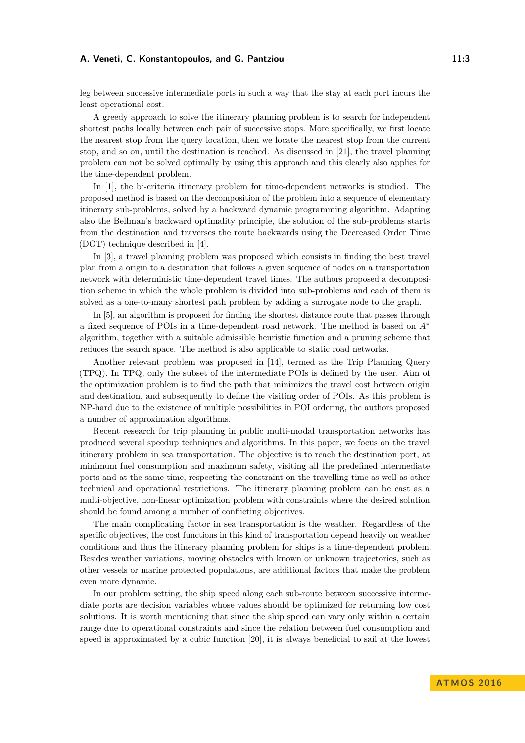leg between successive intermediate ports in such a way that the stay at each port incurs the least operational cost.

A greedy approach to solve the itinerary planning problem is to search for independent shortest paths locally between each pair of successive stops. More specifically, we first locate the nearest stop from the query location, then we locate the nearest stop from the current stop, and so on, until the destination is reached. As discussed in [21], the travel planning problem can not be solved optimally by using this approach and this clearly also applies for the time-dependent problem.

In [1], the bi-criteria itinerary problem for time-dependent networks is studied. The proposed method is based on the decomposition of the problem into a sequence of elementary itinerary sub-problems, solved by a backward dynamic programming algorithm. Adapting also the Bellman's backward optimality principle, the solution of the sub-problems starts from the destination and traverses the route backwards using the Decreased Order Time (DOT) technique described in [4].

In [3], a travel planning problem was proposed which consists in finding the best travel plan from a origin to a destination that follows a given sequence of nodes on a transportation network with deterministic time-dependent travel times. The authors proposed a decomposition scheme in which the whole problem is divided into sub-problems and each of them is solved as a one-to-many shortest path problem by adding a surrogate node to the graph.

In [5], an algorithm is proposed for finding the shortest distance route that passes through a fixed sequence of POIs in a time-dependent road network. The method is based on $A^*$ algorithm, together with a suitable admissible heuristic function and a pruning scheme that reduces the search space. The method is also applicable to static road networks.

Another relevant problem was proposed in [14], termed as the Trip Planning Query (TPQ). In TPQ, only the subset of the intermediate POIs is defined by the user. Aim of the optimization problem is to find the path that minimizes the travel cost between origin and destination, and subsequently to define the visiting order of POIs. As this problem is NP-hard due to the existence of multiple possibilities in POI ordering, the authors proposed a number of approximation algorithms.

Recent research for trip planning in public multi-modal transportation networks has produced several speedup techniques and algorithms. In this paper, we focus on the travel itinerary problem in sea transportation. The objective is to reach the destination port, at minimum fuel consumption and maximum safety, visiting all the predefined intermediate ports and at the same time, respecting the constraint on the travelling time as well as other technical and operational restrictions. The itinerary planning problem can be cast as a multi-objective, non-linear optimization problem with constraints where the desired solution should be found among a number of conflicting objectives.

The main complicating factor in sea transportation is the weather. Regardless of the specific objectives, the cost functions in this kind of transportation depend heavily on weather conditions and thus the itinerary planning problem for ships is a time-dependent problem. Besides weather variations, moving obstacles with known or unknown trajectories, such as other vessels or marine protected populations, are additional factors that make the problem even more dynamic.

In our problem setting, the ship speed along each sub-route between successive intermediate ports are decision variables whose values should be optimized for returning low cost solutions. It is worth mentioning that since the ship speed can vary only within a certain range due to operational constraints and since the relation between fuel consumption and speed is approximated by a cubic function [20], it is always beneficial to sail at the lowest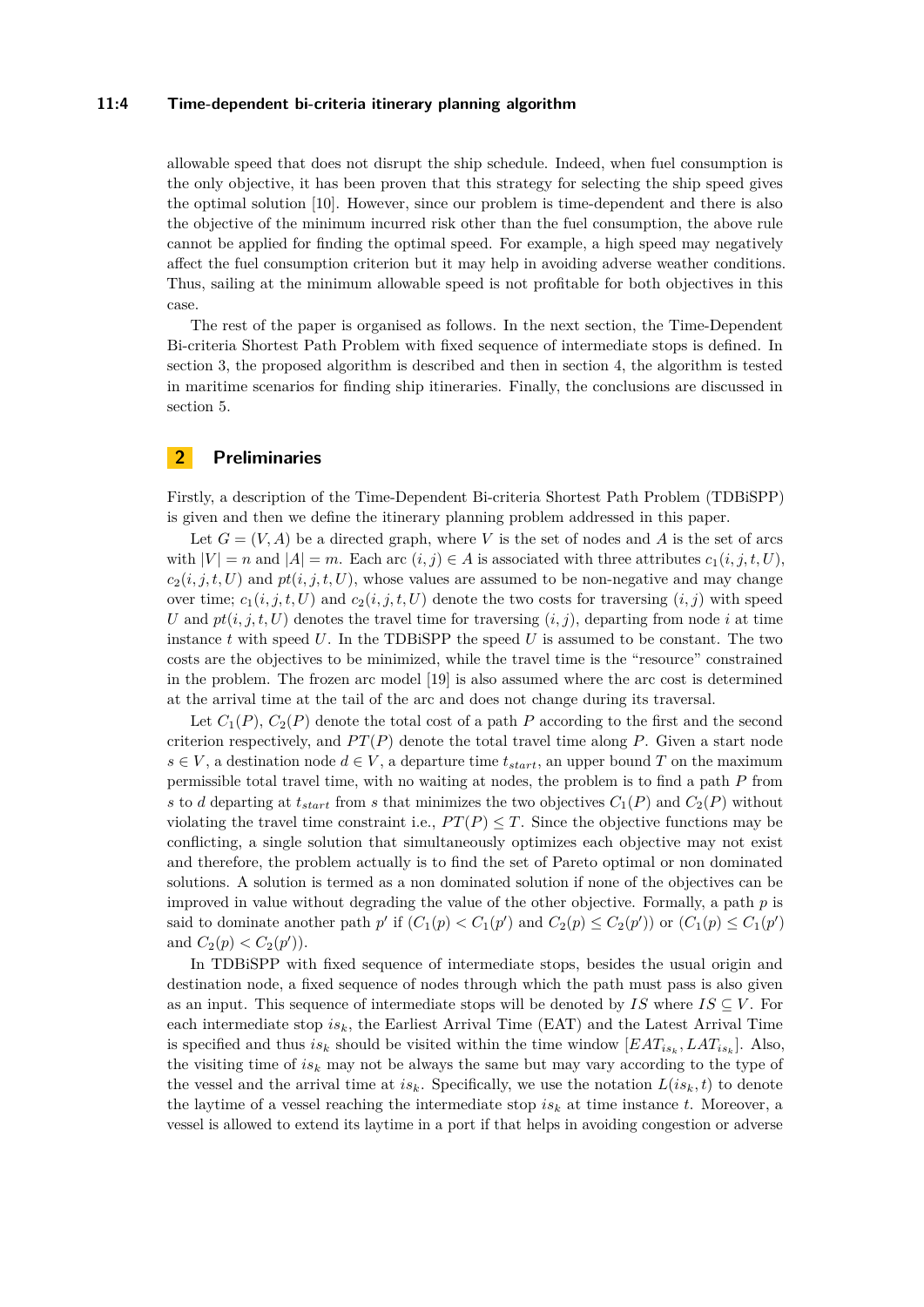allowable speed that does not disrupt the ship schedule. Indeed, when fuel consumption is the only objective, it has been proven that this strategy for selecting the ship speed gives the optimal solution [10]. However, since our problem is time-dependent and there is also the objective of the minimum incurred risk other than the fuel consumption, the above rule cannot be applied for finding the optimal speed. For example, a high speed may negatively affect the fuel consumption criterion but it may help in avoiding adverse weather conditions. Thus, sailing at the minimum allowable speed is not profitable for both objectives in this case.

The rest of the paper is organised as follows. In the next section, the Time-Dependent Bi-criteria Shortest Path Problem with fixed sequence of intermediate stops is defined. In section 3, the proposed algorithm is described and then in section 4, the algorithm is tested in maritime scenarios for finding ship itineraries. Finally, the conclusions are discussed in section 5.

## 2 Preliminaries

Firstly, a description of the Time-Dependent Bi-criteria Shortest Path Problem (TDBiSPP) is given and then we define the itinerary planning problem addressed in this paper.

Let $G = (V, A)$ be a directed graph, where $V$ is the set of nodes and $A$ is the set of arcs with $|V| = n$ and $|A| = m$. Each arc $(i, j) \in A$ is associated with three attributes $c_1(i, j, t, U)$, $c_2(i, j, t, U)$ and $pt(i, j, t, U)$, whose values are assumed to be non-negative and may change over time; $c_1(i, j, t, U)$ and $c_2(i, j, t, U)$ denote the two costs for traversing $(i, j)$ with speed $U$ and $pt(i, j, t, U)$ denotes the travel time for traversing $(i, j)$, departing from node $i$ at time instance $t$ with speed $U$. In the TDBiSPP the speed $U$ is assumed to be constant. The two costs are the objectives to be minimized, while the travel time is the "resource" constrained in the problem. The frozen arc model [19] is also assumed where the arc cost is determined at the arrival time at the tail of the arc and does not change during its traversal.

Let $C_1(P)$, $C_2(P)$ denote the total cost of a path $P$ according to the first and the second criterion respectively, and $PT(P)$ denote the total travel time along $P$. Given a start node $s \in V$, a destination node $d \in V$, a departure time $t_{start}$, an upper bound $T$ on the maximum permissible total travel time, with no waiting at nodes, the problem is to find a path $P$ from $s$ to $d$ departing at $t_{start}$ from $s$ that minimizes the two objectives $C_1(P)$ and $C_2(P)$ without violating the travel time constraint i.e., $PT(P) \leq T$. Since the objective functions may be conflicting, a single solution that simultaneously optimizes each objective may not exist and therefore, the problem actually is to find the set of Pareto optimal or non dominated solutions. A solution is termed as a non dominated solution if none of the objectives can be improved in value without degrading the value of the other objective. Formally, a path $p$ is said to dominate another path $p'$ if ($C_1(p) < C_1(p')$ and $C_2(p) \leq C_2(p')$) or ($C_1(p) \leq C_1(p')$ and $C_2(p) < C_2(p')$).

In TDBiSPP with fixed sequence of intermediate stops, besides the usual origin and destination node, a fixed sequence of nodes through which the path must pass is also given as an input. This sequence of intermediate stops will be denoted by $IS$ where $IS \subseteq V$. For each intermediate stop $is_k$, the Earliest Arrival Time (EAT) and the Latest Arrival Time is specified and thus $is_k$ should be visited within the time window $[EAT_{is_k}, LAT_{is_k}]$. Also, the visiting time of $is_k$ may not be always the same but may vary according to the type of the vessel and the arrival time at $is_k$. Specifically, we use the notation $L(is_k, t)$ to denote the laytime of a vessel reaching the intermediate stop $is_k$ at time instance $t$. Moreover, a vessel is allowed to extend its laytime in a port if that helps in avoiding congestion or adverse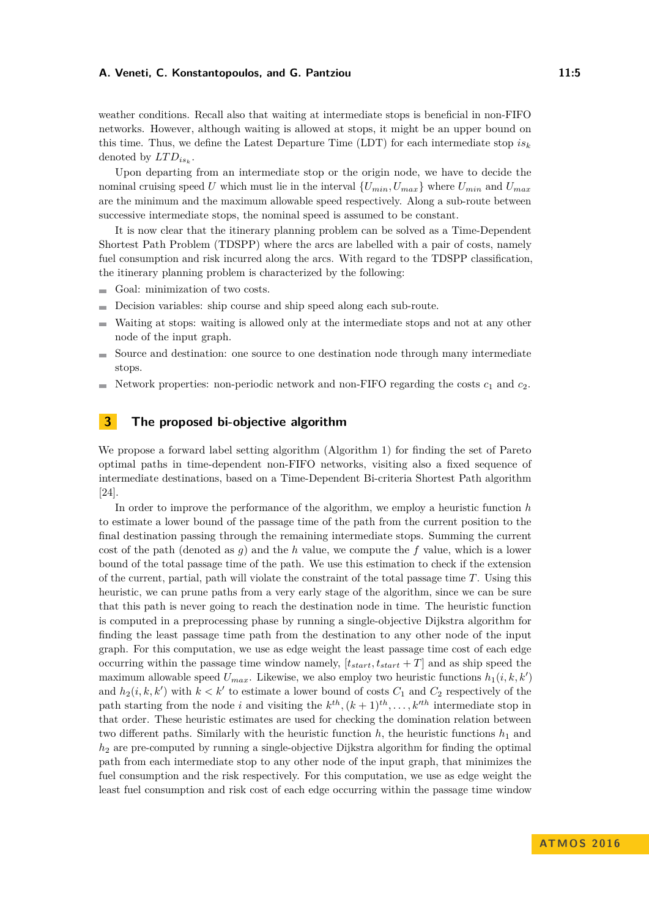weather conditions. Recall also that waiting at intermediate stops is beneficial in non-FIFO networks. However, although waiting is allowed at stops, it might be an upper bound on this time. Thus, we define the Latest Departure Time (LDT) for each intermediate stop $is_k$ denoted by $LTD_{is_k}$.

Upon departing from an intermediate stop or the origin node, we have to decide the nominal cruising speed $U$ which must lie in the interval $\{U_{min}, U_{max}\}$ where $U_{min}$ and $U_{max}$ are the minimum and the maximum allowable speed respectively. Along a sub-route between successive intermediate stops, the nominal speed is assumed to be constant.

It is now clear that the itinerary planning problem can be solved as a Time-Dependent Shortest Path Problem (TDSPP) where the arcs are labelled with a pair of costs, namely fuel consumption and risk incurred along the arcs. With regard to the TDSPP classification, the itinerary planning problem is characterized by the following:

- Goal: minimization of two costs.
- Decision variables: ship course and ship speed along each sub-route.
- Waiting at stops: waiting is allowed only at the intermediate stops and not at any other node of the input graph.
- Source and destination: one source to one destination node through many intermediate stops.
- Network properties: non-periodic network and non-FIFO regarding the costs $c_1$ and $c_2$.

## 3 The proposed bi-objective algorithm

We propose a forward label setting algorithm (Algorithm 1) for finding the set of Pareto optimal paths in time-dependent non-FIFO networks, visiting also a fixed sequence of intermediate destinations, based on a Time-Dependent Bi-criteria Shortest Path algorithm [24].

In order to improve the performance of the algorithm, we employ a heuristic function $h$ to estimate a lower bound of the passage time of the path from the current position to the final destination passing through the remaining intermediate stops. Summing the current cost of the path (denoted as $g$) and the $h$ value, we compute the $f$ value, which is a lower bound of the total passage time of the path. We use this estimation to check if the extension of the current, partial, path will violate the constraint of the total passage time $T$. Using this heuristic, we can prune paths from a very early stage of the algorithm, since we can be sure that this path is never going to reach the destination node in time. The heuristic function is computed in a preprocessing phase by running a single-objective Dijkstra algorithm for finding the least passage time path from the destination to any other node of the input graph. For this computation, we use as edge weight the least passage time cost of each edge occurring within the passage time window namely, $[t_{start}, t_{start} + T]$ and as ship speed the maximum allowable speed $U_{max}$. Likewise, we also employ two heuristic functions $h_1(i, k, k')$ and $h_2(i, k, k')$ with $k < k'$ to estimate a lower bound of costs $C_1$ and $C_2$ respectively of the path starting from the node $i$ and visiting the $k^{th}, (k+1)^{th}, \ldots, k'^{th}$ intermediate stop in that order. These heuristic estimates are used for checking the domination relation between two different paths. Similarly with the heuristic function $h$, the heuristic functions $h_1$ and $h_2$ are pre-computed by running a single-objective Dijkstra algorithm for finding the optimal path from each intermediate stop to any other node of the input graph, that minimizes the fuel consumption and the risk respectively. For this computation, we use as edge weight the least fuel consumption and risk cost of each edge occurring within the passage time window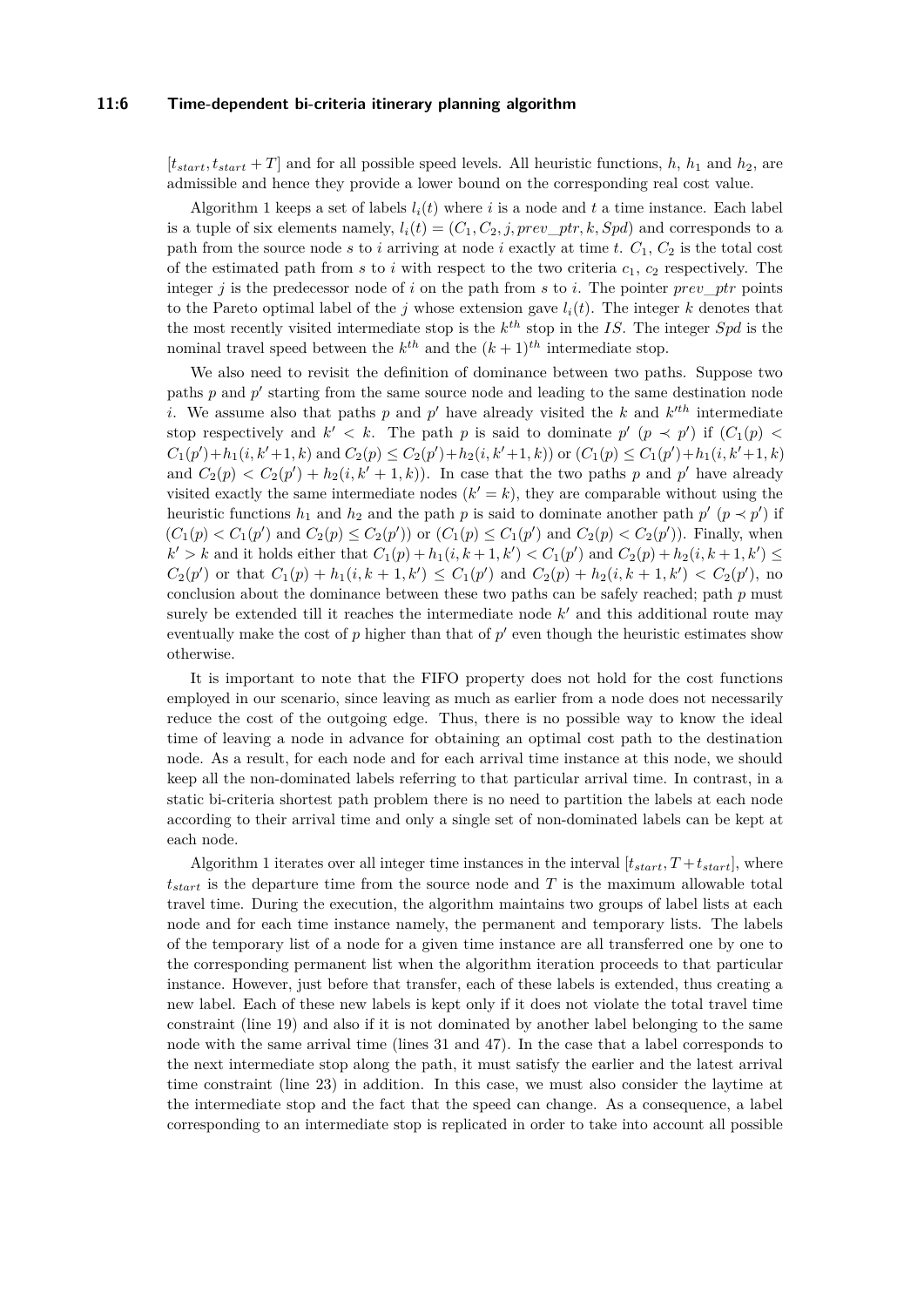$[t_{start}, t_{start} + T]$ and for all possible speed levels. All heuristic functions, $h$, $h_1$ and $h_2$, are admissible and hence they provide a lower bound on the corresponding real cost value.

Algorithm 1 keeps a set of labels $l_i(t)$ where $i$ is a node and $t$ a time instance. Each label is a tuple of six elements namely, $l_i(t) = (C_1, C_2, j, prev\_ptr, k, Spd)$ and corresponds to a path from the source node $s$ to $i$ arriving at node $i$ exactly at time $t$. $C_1$, $C_2$ is the total cost of the estimated path from $s$ to $i$ with respect to the two criteria $c_1$, $c_2$ respectively. The integer $j$ is the predecessor node of $i$ on the path from $s$ to $i$. The pointer $prev\_ptr$ points to the Pareto optimal label of the $j$ whose extension gave $l_i(t)$. The integer $k$ denotes that the most recently visited intermediate stop is the $k^{th}$ stop in the $IS$. The integer $Spd$ is the nominal travel speed between the $k^{th}$ and the $(k+1)^{th}$ intermediate stop.

We also need to revisit the definition of dominance between two paths. Suppose two paths $p$ and $p'$ starting from the same source node and leading to the same destination node $i$. We assume also that paths $p$ and $p'$ have already visited the $k$ and $k'^{th}$ intermediate stop respectively and $k' < k$. The path $p$ is said to dominate $p'$ ($p \prec p'$) if ($C_1(p) < C_1(p') + h_1(i, k'+1, k)$ and $C_2(p) \leq C_2(p') + h_2(i, k'+1, k)$) or ($C_1(p) \leq C_1(p') + h_1(i, k'+1, k)$ and $C_2(p) < C_2(p') + h_2(i, k'+1, k)$). In case that the two paths $p$ and $p'$ have already visited exactly the same intermediate nodes ($k' = k$), they are comparable without using the heuristic functions $h_1$ and $h_2$ and the path $p$ is said to dominate another path $p'$ ($p \prec p'$) if ($C_1(p) < C_1(p')$ and $C_2(p) \leq C_2(p')$) or ($C_1(p) \leq C_1(p')$ and $C_2(p) < C_2(p')$). Finally, when $k' > k$ and it holds either that $C_1(p) + h_1(i, k+1, k') < C_1(p')$ and $C_2(p) + h_2(i, k+1, k') \leq C_2(p')$ or that $C_1(p) + h_1(i, k+1, k') \leq C_1(p')$ and $C_2(p) + h_2(i, k+1, k') < C_2(p')$, no conclusion about the dominance between these two paths can be safely reached; path $p$ must surely be extended till it reaches the intermediate node $k'$ and this additional route may eventually make the cost of $p$ higher than that of $p'$ even though the heuristic estimates show otherwise.

It is important to note that the FIFO property does not hold for the cost functions employed in our scenario, since leaving as much as earlier from a node does not necessarily reduce the cost of the outgoing edge. Thus, there is no possible way to know the ideal time of leaving a node in advance for obtaining an optimal cost path to the destination node. As a result, for each node and for each arrival time instance at this node, we should keep all the non-dominated labels referring to that particular arrival time. In contrast, in a static bi-criteria shortest path problem there is no need to partition the labels at each node according to their arrival time and only a single set of non-dominated labels can be kept at each node.

Algorithm 1 iterates over all integer time instances in the interval $[t_{start}, T + t_{start}]$, where $t_{start}$ is the departure time from the source node and $T$ is the maximum allowable total travel time. During the execution, the algorithm maintains two groups of label lists at each node and for each time instance namely, the permanent and temporary lists. The labels of the temporary list of a node for a given time instance are all transferred one by one to the corresponding permanent list when the algorithm iteration proceeds to that particular instance. However, just before that transfer, each of these labels is extended, thus creating a new label. Each of these new labels is kept only if it does not violate the total travel time constraint (line 19) and also if it is not dominated by another label belonging to the same node with the same arrival time (lines 31 and 47). In the case that a label corresponds to the next intermediate stop along the path, it must satisfy the earlier and the latest arrival time constraint (line 23) in addition. In this case, we must also consider the laytime at the intermediate stop and the fact that the speed can change. As a consequence, a label corresponding to an intermediate stop is replicated in order to take into account all possible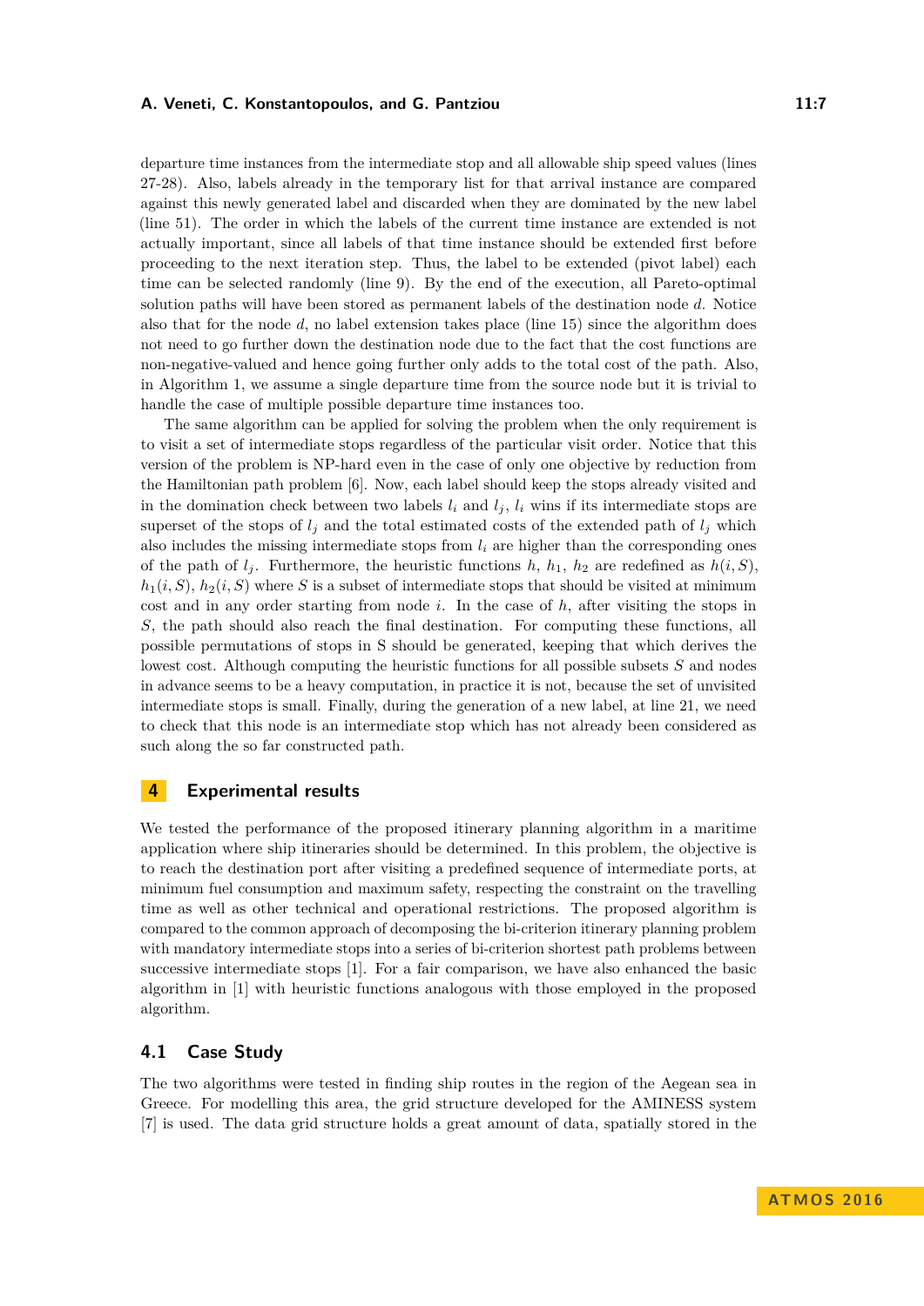departure time instances from the intermediate stop and all allowable ship speed values (lines 27-28). Also, labels already in the temporary list for that arrival instance are compared against this newly generated label and discarded when they are dominated by the new label (line 51). The order in which the labels of the current time instance are extended is not actually important, since all labels of that time instance should be extended first before proceeding to the next iteration step. Thus, the label to be extended (pivot label) each time can be selected randomly (line 9). By the end of the execution, all Pareto-optimal solution paths will have been stored as permanent labels of the destination node $d$. Notice also that for the node $d$, no label extension takes place (line 15) since the algorithm does not need to go further down the destination node due to the fact that the cost functions are non-negative-valued and hence going further only adds to the total cost of the path. Also, in Algorithm 1, we assume a single departure time from the source node but it is trivial to handle the case of multiple possible departure time instances too.

The same algorithm can be applied for solving the problem when the only requirement is to visit a set of intermediate stops regardless of the particular visit order. Notice that this version of the problem is NP-hard even in the case of only one objective by reduction from the Hamiltonian path problem [6]. Now, each label should keep the stops already visited and in the domination check between two labels $l_i$ and $l_j$, $l_i$ wins if its intermediate stops are superset of the stops of $l_j$ and the total estimated costs of the extended path of $l_j$ which also includes the missing intermediate stops from $l_i$ are higher than the corresponding ones of the path of $l_j$. Furthermore, the heuristic functions $h$, $h_1$, $h_2$ are redefined as $h(i, S)$, $h_1(i, S)$, $h_2(i, S)$ where $S$ is a subset of intermediate stops that should be visited at minimum cost and in any order starting from node $i$. In the case of $h$, after visiting the stops in $S$, the path should also reach the final destination. For computing these functions, all possible permutations of stops in S should be generated, keeping that which derives the lowest cost. Although computing the heuristic functions for all possible subsets $S$ and nodes in advance seems to be a heavy computation, in practice it is not, because the set of unvisited intermediate stops is small. Finally, during the generation of a new label, at line 21, we need to check that this node is an intermediate stop which has not already been considered as such along the so far constructed path.

## 4 Experimental results

We tested the performance of the proposed itinerary planning algorithm in a maritime application where ship itineraries should be determined. In this problem, the objective is to reach the destination port after visiting a predefined sequence of intermediate ports, at minimum fuel consumption and maximum safety, respecting the constraint on the travelling time as well as other technical and operational restrictions. The proposed algorithm is compared to the common approach of decomposing the bi-criterion itinerary planning problem with mandatory intermediate stops into a series of bi-criterion shortest path problems between successive intermediate stops [1]. For a fair comparison, we have also enhanced the basic algorithm in [1] with heuristic functions analogous with those employed in the proposed algorithm.

### 4.1 Case Study

The two algorithms were tested in finding ship routes in the region of the Aegean sea in Greece. For modelling this area, the grid structure developed for the AMINESS system [7] is used. The data grid structure holds a great amount of data, spatially stored in the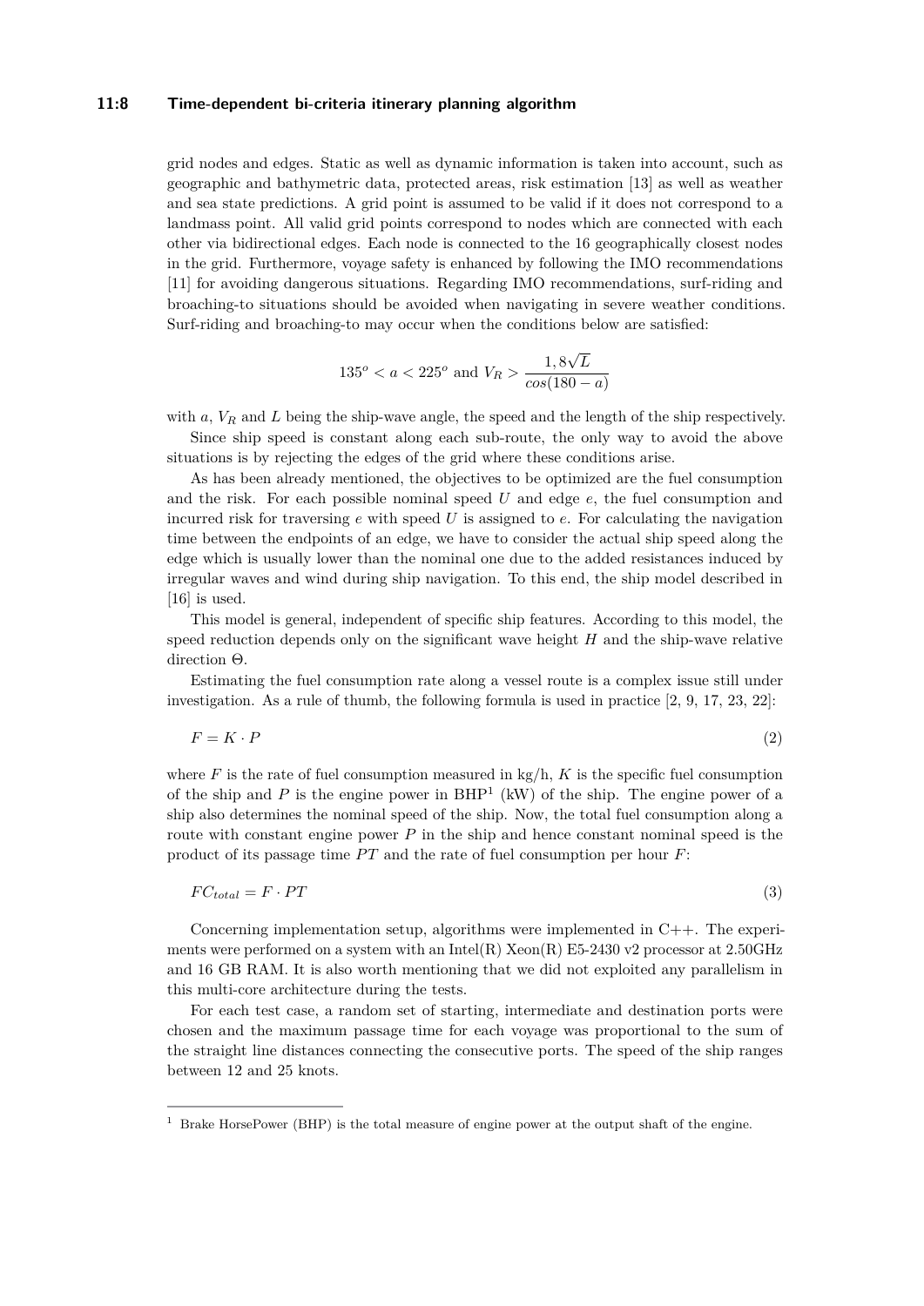grid nodes and edges. Static as well as dynamic information is taken into account, such as geographic and bathymetric data, protected areas, risk estimation [13] as well as weather and sea state predictions. A grid point is assumed to be valid if it does not correspond to a landmass point. All valid grid points correspond to nodes which are connected with each other via bidirectional edges. Each node is connected to the 16 geographically closest nodes in the grid. Furthermore, voyage safety is enhanced by following the IMO recommendations [11] for avoiding dangerous situations. Regarding IMO recommendations, surf-riding and broaching-to situations should be avoided when navigating in severe weather conditions. Surf-riding and broaching-to may occur when the conditions below are satisfied:

$$135^o < a < 225^o \text{ and } V_R > \frac{1,8\sqrt{L}}{cos(180-a)}$$

with $a$, $V_R$ and $L$ being the ship-wave angle, the speed and the length of the ship respectively.

Since ship speed is constant along each sub-route, the only way to avoid the above situations is by rejecting the edges of the grid where these conditions arise.

As has been already mentioned, the objectives to be optimized are the fuel consumption and the risk. For each possible nominal speed $U$ and edge $e$, the fuel consumption and incurred risk for traversing $e$ with speed $U$ is assigned to $e$. For calculating the navigation time between the endpoints of an edge, we have to consider the actual ship speed along the edge which is usually lower than the nominal one due to the added resistances induced by irregular waves and wind during ship navigation. To this end, the ship model described in [16] is used.

This model is general, independent of specific ship features. According to this model, the speed reduction depends only on the significant wave height $H$ and the ship-wave relative direction $\Theta$.

Estimating the fuel consumption rate along a vessel route is a complex issue still under investigation. As a rule of thumb, the following formula is used in practice [2, 9, 17, 23, 22]:

$$F = K \cdot P \tag{2}$$

where $F$ is the rate of fuel consumption measured in kg/h, $K$ is the specific fuel consumption of the ship and $P$ is the engine power in BHP[1] (kW) of the ship. The engine power of a ship also determines the nominal speed of the ship. Now, the total fuel consumption along a route with constant engine power $P$ in the ship and hence constant nominal speed is the product of its passage time $PT$ and the rate of fuel consumption per hour $F$:

$$FC_{total} = F \cdot PT \tag{3}$$

Concerning implementation setup, algorithms were implemented in C++. The experiments were performed on a system with an Intel(R) Xeon(R) E5-2430 v2 processor at 2.50GHz and 16 GB RAM. It is also worth mentioning that we did not exploited any parallelism in this multi-core architecture during the tests.

For each test case, a random set of starting, intermediate and destination ports were chosen and the maximum passage time for each voyage was proportional to the sum of the straight line distances connecting the consecutive ports. The speed of the ship ranges between 12 and 25 knots.

---

[1] Brake HorsePower (BHP) is the total measure of engine power at the output shaft of the engine.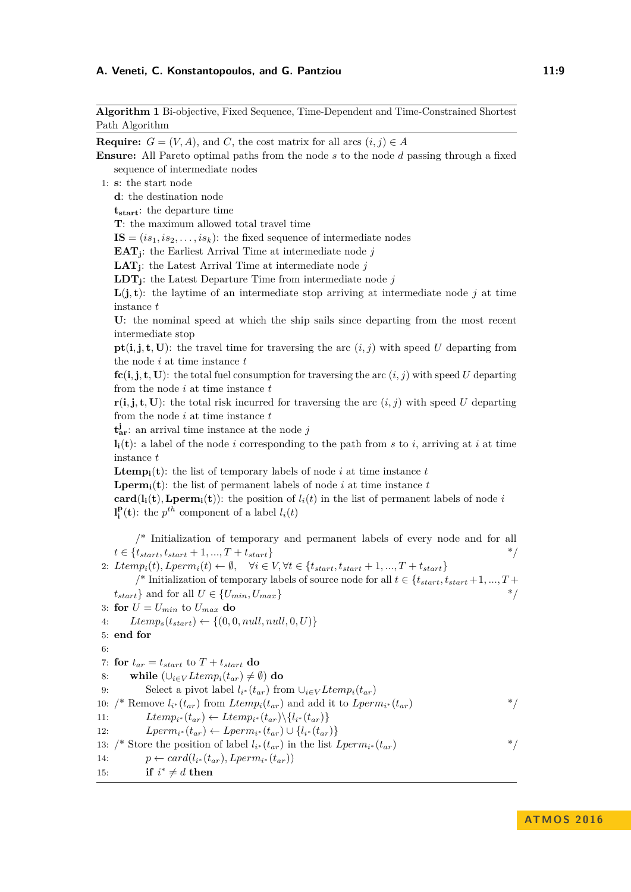**Algorithm 1** Bi-objective, Fixed Sequence, Time-Dependent and Time-Constrained Shortest Path Algorithm

**Require:** $G = (V, A)$, and $C$, the cost matrix for all arcs $(i, j) \in A$

**Ensure:** All Pareto optimal paths from the node $s$ to the node $d$ passing through a fixed sequence of intermediate nodes

```
1:  s: the start node
    d: the destination node
    t_start: the departure time
    T: the maximum allowed total travel time
    IS = (is_1, is_2, ..., is_k): the fixed sequence of intermediate nodes
    EAT_j: the Earliest Arrival Time at intermediate node j
    LAT_j: the Latest Arrival Time at intermediate node j
    LDT_j: the Latest Departure Time from intermediate node j
    L(j,t): the laytime of an intermediate stop arriving at intermediate node j at time
    instance t
    U: the nominal speed at which the ship sails since departing from the most recent
    intermediate stop
    pt(i,j,t,U): the travel time for traversing the arc (i,j) with speed U departing from
    the node i at time instance t
    fc(i,j,t,U): the total fuel consumption for traversing the arc (i,j) with speed U departing
    from the node i at time instance t
    r(i,j,t,U): the total risk incurred for traversing the arc (i,j) with speed U departing
    from the node i at time instance t
    t^j_ar: an arrival time instance at the node j
    l_i(t): a label of the node i corresponding to the path from s to i, arriving at i at time
    instance t
    Ltemp_i(t): the list of temporary labels of node i at time instance t
    Lperm_i(t): the list of permanent labels of node i at time instance t
    card(l_i(t), Lperm_i(t)): the position of l_i(t) in the list of permanent labels of node i
    l^p_i(t): the p^th component of a label l_i(t)

        /* Initialization of temporary and permanent labels of every node and for all
    t ∈ {t_start, t_start+1, ..., T+t_start}                                          */
2:  Ltemp_i(t), Lperm_i(t) ← ∅,   ∀i ∈ V, ∀t ∈ {t_start, t_start+1, ..., T+t_start}
        /* Initialization of temporary labels of source node for all t ∈ {t_start, t_start+1, ..., T+
    t_start} and for all U ∈ {U_min, U_max}                                            */
3:  for U = U_min to U_max do
4:      Ltemp_s(t_start) ← {(0, 0, null, null, 0, U)}
5:  end for
6:
7:  for t_ar = t_start to T + t_start do
8:      while (∪_{i∈V} Ltemp_i(t_ar) ≠ ∅) do
9:          Select a pivot label l_{i*}(t_ar) from ∪_{i∈V} Ltemp_i(t_ar)
10: /* Remove l_{i*}(t_ar) from Ltemp_{i*}(t_ar) and add it to Lperm_{i*}(t_ar)              */
11:         Ltemp_{i*}(t_ar) ← Ltemp_{i*}(t_ar) \ {l_{i*}(t_ar)}
12:         Lperm_{i*}(t_ar) ← Lperm_{i*}(t_ar) ∪ {l_{i*}(t_ar)}
13: /* Store the position of label l_{i*}(t_ar) in the list Lperm_{i*}(t_ar)                 */
14:         p ← card(l_{i*}(t_ar), Lperm_{i*}(t_ar))
15:         if i* ≠ d then
```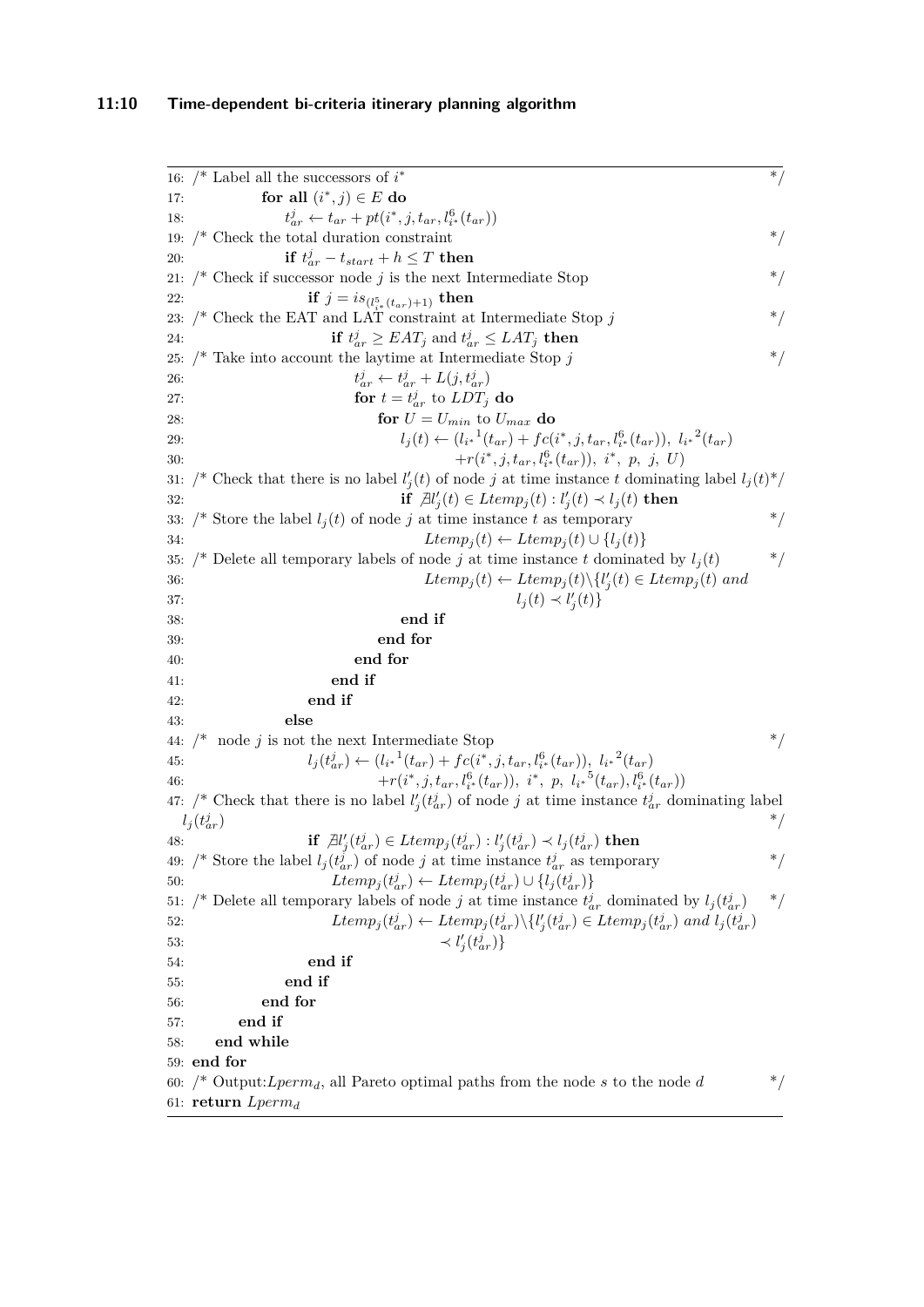```
16: /* Label all the successors of i*                                                    */
17:         for all (i*, j) ∈ E do
18:             t^j_ar ← t_ar + pt(i*, j, t_ar, l^6_{i*}(t_ar))
19: /* Check the total duration constraint                                               */
20:             if t^j_ar − t_start + h ≤ T then
21: /* Check if successor node j is the next Intermediate Stop                           */
22:                 if j = is_{(l^5_{i*}(t_ar)+1)} then
23: /* Check the EAT and LAT constraint at Intermediate Stop j                           */
24:                     if t^j_ar ≥ EAT_j and t^j_ar ≤ LAT_j then
25: /* Take into account the laytime at Intermediate Stop j                              */
26:                         t^j_ar ← t^j_ar + L(j, t^j_ar)
27:                         for t = t^j_ar to LDT_j do
28:                             for U = U_min to U_max do
29:                                 l_j(t) ← (l_{i*}^1(t_ar) + fc(i*, j, t_ar, l^6_{i*}(t_ar)), l_{i*}^2(t_ar)
30:                                           +r(i*, j, t_ar, l^6_{i*}(t_ar)), i*, p, j, U)
31: /* Check that there is no label l'_j(t) of node j at time instance t dominating label l_j(t)*/
32:                                 if ∄l'_j(t) ∈ Ltemp_j(t) : l'_j(t) ≺ l_j(t) then
33: /* Store the label l_j(t) of node j at time instance t as temporary                  */
34:                                     Ltemp_j(t) ← Ltemp_j(t) ∪ {l_j(t)}
35: /* Delete all temporary labels of node j at time instance t dominated by l_j(t)      */
36:                                     Ltemp_j(t) ← Ltemp_j(t)\{l'_j(t) ∈ Ltemp_j(t) and
37:                                                   l_j(t) ≺ l'_j(t)}
38:                                 end if
39:                             end for
40:                         end for
41:                     end if
42:                 end if
43:             else
44: /*  node j is not the next Intermediate Stop                                         */
45:                 l_j(t^j_ar) ← (l_{i*}^1(t_ar) + fc(i*, j, t_ar, l^6_{i*}(t_ar)), l_{i*}^2(t_ar)
46:                               +r(i*, j, t_ar, l^6_{i*}(t_ar)), i*, p, l_{i*}^5(t_ar), l^6_{i*}(t_ar))
47: /* Check that there is no label l'_j(t^j_ar) of node j at time instance t^j_ar dominating label
    l_j(t^j_ar)                                                                          */
48:                 if ∄l'_j(t^j_ar) ∈ Ltemp_j(t^j_ar) : l'_j(t^j_ar) ≺ l_j(t^j_ar) then
49: /* Store the label l_j(t^j_ar) of node j at time instance t^j_ar as temporary        */
50:                     Ltemp_j(t^j_ar) ← Ltemp_j(t^j_ar) ∪ {l_j(t^j_ar)}
51: /* Delete all temporary labels of node j at time instance t^j_ar dominated by l_j(t^j_ar)   */
52:                     Ltemp_j(t^j_ar) ← Ltemp_j(t^j_ar)\{l'_j(t^j_ar) ∈ Ltemp_j(t^j_ar) and l_j(t^j_ar)
53:                                       ≺ l'_j(t^j_ar)}
54:                 end if
55:             end if
56:         end for
57:     end if
58:   end while
59: end for
60: /* Output: Lperm_d, all Pareto optimal paths from the node s to the node d             */
61: return Lperm_d
```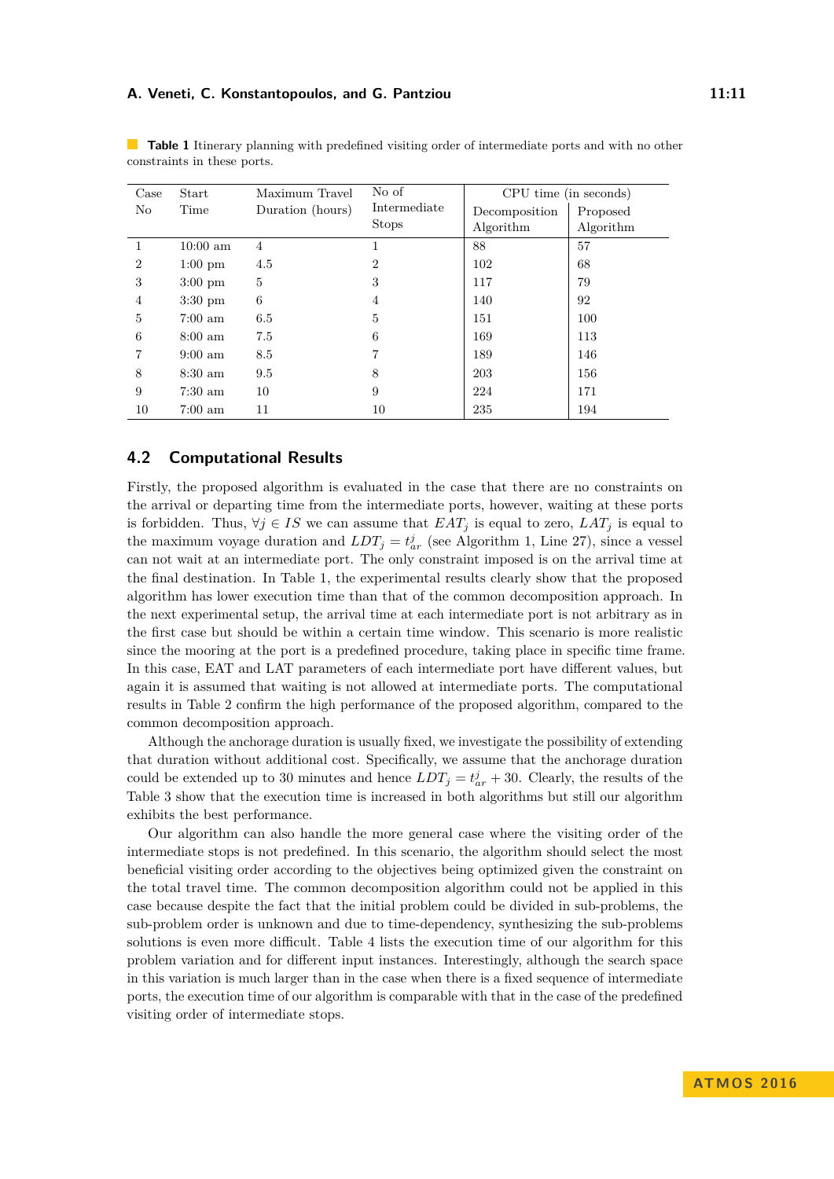**Table 1** Itinerary planning with predefined visiting order of intermediate ports and with no other constraints in these ports.

| Case No | Start Time | Maximum Travel Duration (hours) | No of Intermediate Stops | CPU time (in seconds) | |
|---|---|---|---|---|---|
| | | | | Decomposition Algorithm | Proposed Algorithm |
| 1 | 10:00 am | 4 | 1 | 88 | 57 |
| 2 | 1:00 pm | 4.5 | 2 | 102 | 68 |
| 3 | 3:00 pm | 5 | 3 | 117 | 79 |
| 4 | 3:30 pm | 6 | 4 | 140 | 92 |
| 5 | 7:00 am | 6.5 | 5 | 151 | 100 |
| 6 | 8:00 am | 7.5 | 6 | 169 | 113 |
| 7 | 9:00 am | 8.5 | 7 | 189 | 146 |
| 8 | 8:30 am | 9.5 | 8 | 203 | 156 |
| 9 | 7:30 am | 10 | 9 | 224 | 171 |
| 10 | 7:00 am | 11 | 10 | 235 | 194 |

## 4.2 Computational Results

Firstly, the proposed algorithm is evaluated in the case that there are no constraints on the arrival or departing time from the intermediate ports, however, waiting at these ports is forbidden. Thus, $\forall j \in IS$ we can assume that $EAT_j$ is equal to zero, $LAT_j$ is equal to the maximum voyage duration and $LDT_j = t^j_{ar}$ (see Algorithm 1, Line 27), since a vessel can not wait at an intermediate port. The only constraint imposed is on the arrival time at the final destination. In Table 1, the experimental results clearly show that the proposed algorithm has lower execution time than that of the common decomposition approach. In the next experimental setup, the arrival time at each intermediate port is not arbitrary as in the first case but should be within a certain time window. This scenario is more realistic since the mooring at the port is a predefined procedure, taking place in specific time frame. In this case, EAT and LAT parameters of each intermediate port have different values, but again it is assumed that waiting is not allowed at intermediate ports. The computational results in Table 2 confirm the high performance of the proposed algorithm, compared to the common decomposition approach.

Although the anchorage duration is usually fixed, we investigate the possibility of extending that duration without additional cost. Specifically, we assume that the anchorage duration could be extended up to 30 minutes and hence $LDT_j = t^j_{ar} + 30$. Clearly, the results of the Table 3 show that the execution time is increased in both algorithms but still our algorithm exhibits the best performance.

Our algorithm can also handle the more general case where the visiting order of the intermediate stops is not predefined. In this scenario, the algorithm should select the most beneficial visiting order according to the objectives being optimized given the constraint on the total travel time. The common decomposition algorithm could not be applied in this case because despite the fact that the initial problem could be divided in sub-problems, the sub-problem order is unknown and due to time-dependency, synthesizing the sub-problems solutions is even more difficult. Table 4 lists the execution time of our algorithm for this problem variation and for different input instances. Interestingly, although the search space in this variation is much larger than in the case when there is a fixed sequence of intermediate ports, the execution time of our algorithm is comparable with that in the case of the predefined visiting order of intermediate stops.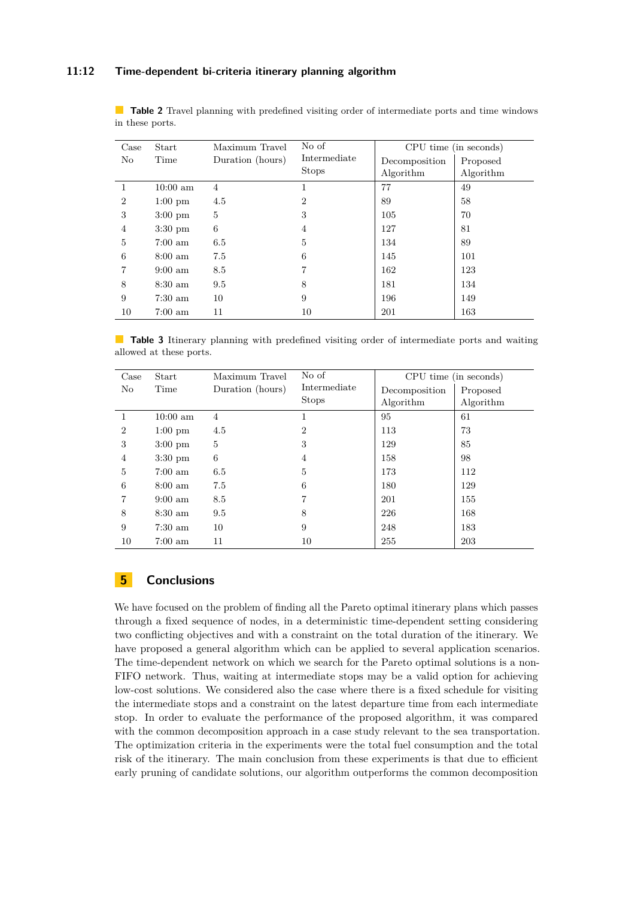**Table 2** Travel planning with predefined visiting order of intermediate ports and time windows in these ports.

| Case No | Start Time | Maximum Travel Duration (hours) | No of Intermediate Stops | CPU time (in seconds) | |
|---|---|---|---|---|---|
| | | | | Decomposition Algorithm | Proposed Algorithm |
| 1 | 10:00 am | 4 | 1 | 77 | 49 |
| 2 | 1:00 pm | 4.5 | 2 | 89 | 58 |
| 3 | 3:00 pm | 5 | 3 | 105 | 70 |
| 4 | 3:30 pm | 6 | 4 | 127 | 81 |
| 5 | 7:00 am | 6.5 | 5 | 134 | 89 |
| 6 | 8:00 am | 7.5 | 6 | 145 | 101 |
| 7 | 9:00 am | 8.5 | 7 | 162 | 123 |
| 8 | 8:30 am | 9.5 | 8 | 181 | 134 |
| 9 | 7:30 am | 10 | 9 | 196 | 149 |
| 10 | 7:00 am | 11 | 10 | 201 | 163 |

**Table 3** Itinerary planning with predefined visiting order of intermediate ports and waiting allowed at these ports.

| Case No | Start Time | Maximum Travel Duration (hours) | No of Intermediate Stops | CPU time (in seconds) | |
|---|---|---|---|---|---|
| | | | | Decomposition Algorithm | Proposed Algorithm |
| 1 | 10:00 am | 4 | 1 | 95 | 61 |
| 2 | 1:00 pm | 4.5 | 2 | 113 | 73 |
| 3 | 3:00 pm | 5 | 3 | 129 | 85 |
| 4 | 3:30 pm | 6 | 4 | 158 | 98 |
| 5 | 7:00 am | 6.5 | 5 | 173 | 112 |
| 6 | 8:00 am | 7.5 | 6 | 180 | 129 |
| 7 | 9:00 am | 8.5 | 7 | 201 | 155 |
| 8 | 8:30 am | 9.5 | 8 | 226 | 168 |
| 9 | 7:30 am | 10 | 9 | 248 | 183 |
| 10 | 7:00 am | 11 | 10 | 255 | 203 |

## 5 Conclusions

We have focused on the problem of finding all the Pareto optimal itinerary plans which passes through a fixed sequence of nodes, in a deterministic time-dependent setting considering two conflicting objectives and with a constraint on the total duration of the itinerary. We have proposed a general algorithm which can be applied to several application scenarios. The time-dependent network on which we search for the Pareto optimal solutions is a non-FIFO network. Thus, waiting at intermediate stops may be a valid option for achieving low-cost solutions. We considered also the case where there is a fixed schedule for visiting the intermediate stops and a constraint on the latest departure time from each intermediate stop. In order to evaluate the performance of the proposed algorithm, it was compared with the common decomposition approach in a case study relevant to the sea transportation. The optimization criteria in the experiments were the total fuel consumption and the total risk of the itinerary. The main conclusion from these experiments is that due to efficient early pruning of candidate solutions, our algorithm outperforms the common decomposition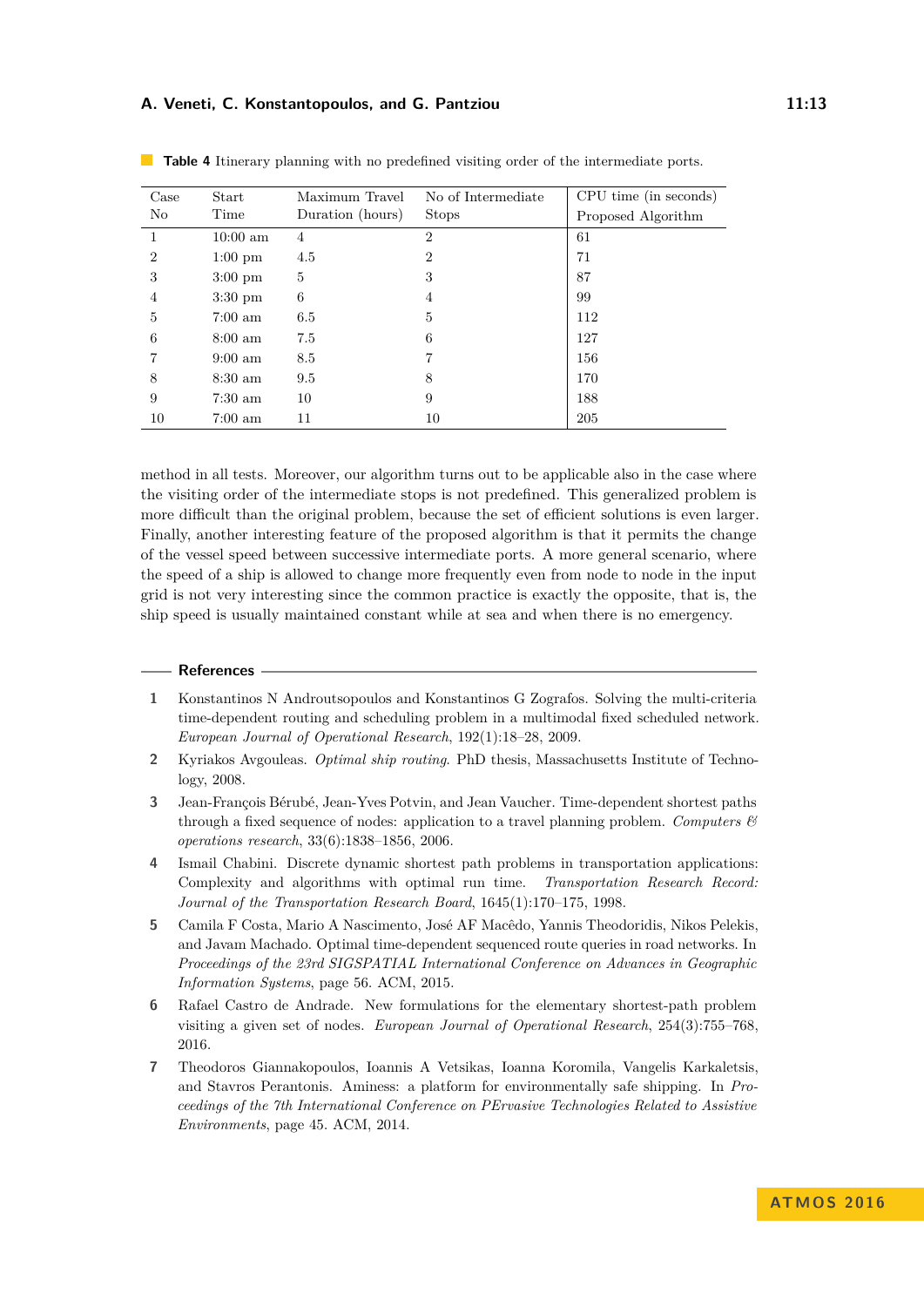**Table 4** Itinerary planning with no predefined visiting order of the intermediate ports.

| Case No | Start Time | Maximum Travel Duration (hours) | No of Intermediate Stops | CPU time (in seconds) Proposed Algorithm |
|---|---|---|---|---|
| 1 | 10:00 am | 4 | 2 | 61 |
| 2 | 1:00 pm | 4.5 | 2 | 71 |
| 3 | 3:00 pm | 5 | 3 | 87 |
| 4 | 3:30 pm | 6 | 4 | 99 |
| 5 | 7:00 am | 6.5 | 5 | 112 |
| 6 | 8:00 am | 7.5 | 6 | 127 |
| 7 | 9:00 am | 8.5 | 7 | 156 |
| 8 | 8:30 am | 9.5 | 8 | 170 |
| 9 | 7:30 am | 10 | 9 | 188 |
| 10 | 7:00 am | 11 | 10 | 205 |

method in all tests. Moreover, our algorithm turns out to be applicable also in the case where the visiting order of the intermediate stops is not predefined. This generalized problem is more difficult than the original problem, because the set of efficient solutions is even larger. Finally, another interesting feature of the proposed algorithm is that it permits the change of the vessel speed between successive intermediate ports. A more general scenario, where the speed of a ship is allowed to change more frequently even from node to node in the input grid is not very interesting since the common practice is exactly the opposite, that is, the ship speed is usually maintained constant while at sea and when there is no emergency.

## References

1. Konstantinos N Androutsopoulos and Konstantinos G Zografos. Solving the multi-criteria time-dependent routing and scheduling problem in a multimodal fixed scheduled network. *European Journal of Operational Research*, 192(1):18–28, 2009.
2. Kyriakos Avgouleas. *Optimal ship routing*. PhD thesis, Massachusetts Institute of Technology, 2008.
3. Jean-François Bérubé, Jean-Yves Potvin, and Jean Vaucher. Time-dependent shortest paths through a fixed sequence of nodes: application to a travel planning problem. *Computers & operations research*, 33(6):1838–1856, 2006.
4. Ismail Chabini. Discrete dynamic shortest path problems in transportation applications: Complexity and algorithms with optimal run time. *Transportation Research Record: Journal of the Transportation Research Board*, 1645(1):170–175, 1998.
5. Camila F Costa, Mario A Nascimento, José AF Macêdo, Yannis Theodoridis, Nikos Pelekis, and Javam Machado. Optimal time-dependent sequenced route queries in road networks. In *Proceedings of the 23rd SIGSPATIAL International Conference on Advances in Geographic Information Systems*, page 56. ACM, 2015.
6. Rafael Castro de Andrade. New formulations for the elementary shortest-path problem visiting a given set of nodes. *European Journal of Operational Research*, 254(3):755–768, 2016.
7. Theodoros Giannakopoulos, Ioannis A Vetsikas, Ioanna Koromila, Vangelis Karkaletsis, and Stavros Perantonis. Aminess: a platform for environmentally safe shipping. In *Proceedings of the 7th International Conference on PErvasive Technologies Related to Assistive Environments*, page 45. ACM, 2014.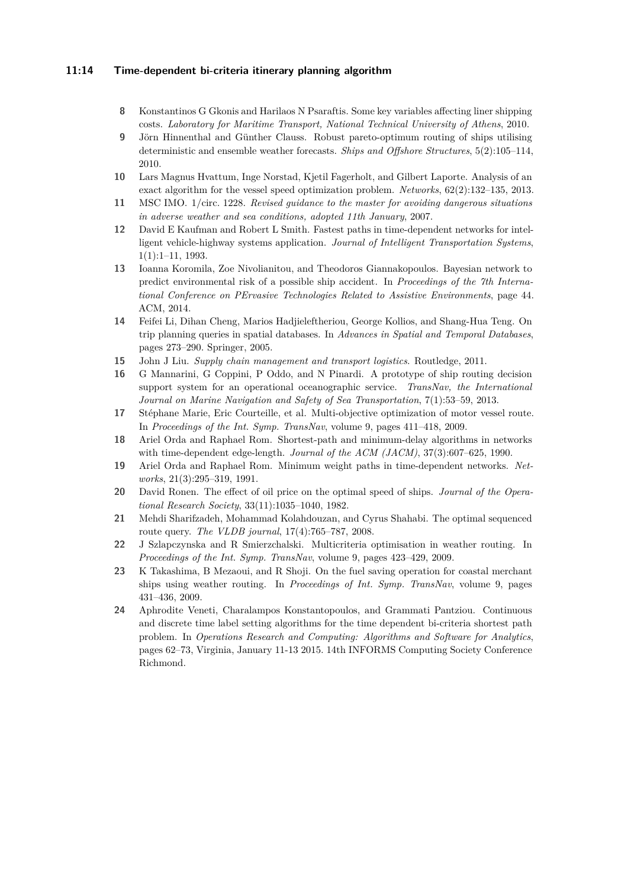8. Konstantinos G Gkonis and Harilaos N Psaraftis. Some key variables affecting liner shipping costs. *Laboratory for Maritime Transport, National Technical University of Athens*, 2010.
9. Jörn Hinnenthal and Günther Clauss. Robust pareto-optimum routing of ships utilising deterministic and ensemble weather forecasts. *Ships and Offshore Structures*, 5(2):105–114, 2010.
10. Lars Magnus Hvattum, Inge Norstad, Kjetil Fagerholt, and Gilbert Laporte. Analysis of an exact algorithm for the vessel speed optimization problem. *Networks*, 62(2):132–135, 2013.
11. MSC IMO. 1/circ. 1228. *Revised guidance to the master for avoiding dangerous situations in adverse weather and sea conditions, adopted 11th January*, 2007.
12. David E Kaufman and Robert L Smith. Fastest paths in time-dependent networks for intelligent vehicle-highway systems application. *Journal of Intelligent Transportation Systems*, 1(1):1–11, 1993.
13. Ioanna Koromila, Zoe Nivolianitou, and Theodoros Giannakopoulos. Bayesian network to predict environmental risk of a possible ship accident. In *Proceedings of the 7th International Conference on PErvasive Technologies Related to Assistive Environments*, page 44. ACM, 2014.
14. Feifei Li, Dihan Cheng, Marios Hadjieleftheriou, George Kollios, and Shang-Hua Teng. On trip planning queries in spatial databases. In *Advances in Spatial and Temporal Databases*, pages 273–290. Springer, 2005.
15. John J Liu. *Supply chain management and transport logistics*. Routledge, 2011.
16. G Mannarini, G Coppini, P Oddo, and N Pinardi. A prototype of ship routing decision support system for an operational oceanographic service. *TransNav, the International Journal on Marine Navigation and Safety of Sea Transportation*, 7(1):53–59, 2013.
17. Stéphane Marie, Eric Courteille, et al. Multi-objective optimization of motor vessel route. In *Proceedings of the Int. Symp. TransNav*, volume 9, pages 411–418, 2009.
18. Ariel Orda and Raphael Rom. Shortest-path and minimum-delay algorithms in networks with time-dependent edge-length. *Journal of the ACM (JACM)*, 37(3):607–625, 1990.
19. Ariel Orda and Raphael Rom. Minimum weight paths in time-dependent networks. *Networks*, 21(3):295–319, 1991.
20. David Ronen. The effect of oil price on the optimal speed of ships. *Journal of the Operational Research Society*, 33(11):1035–1040, 1982.
21. Mehdi Sharifzadeh, Mohammad Kolahdouzan, and Cyrus Shahabi. The optimal sequenced route query. *The VLDB journal*, 17(4):765–787, 2008.
22. J Szlapczynska and R Smierzchalski. Multicriteria optimisation in weather routing. In *Proceedings of the Int. Symp. TransNav*, volume 9, pages 423–429, 2009.
23. K Takashima, B Mezaoui, and R Shoji. On the fuel saving operation for coastal merchant ships using weather routing. In *Proceedings of Int. Symp. TransNav*, volume 9, pages 431–436, 2009.
24. Aphrodite Veneti, Charalampos Konstantopoulos, and Grammati Pantziou. Continuous and discrete time label setting algorithms for the time dependent bi-criteria shortest path problem. In *Operations Research and Computing: Algorithms and Software for Analytics*, pages 62–73, Virginia, January 11-13 2015. 14th INFORMS Computing Society Conference Richmond.